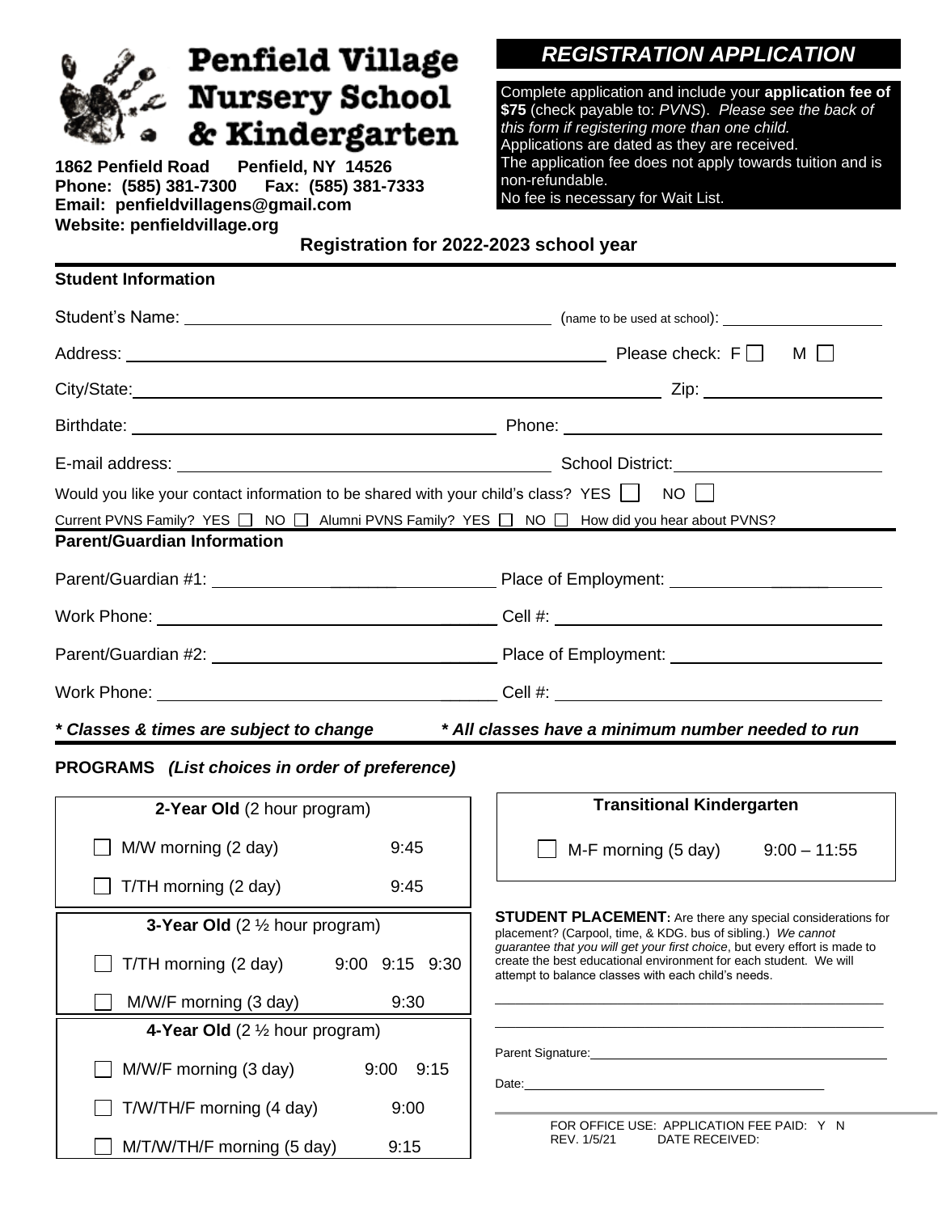# Penfield Village Nursery School & Kindergarten

**1862 Penfield Road Penfield, NY 14526**
**Phone: (585) 381-7300 Fax: (585) 381-7333**
**Email: penfieldvillagens@gmail.com**
**Website: penfieldvillage.org**

## *REGISTRATION APPLICATION*

Complete application and include your **application fee of $75** (check payable to: *PVNS*). *Please see the back of this form if registering more than one child.*
Applications are dated as they are received.
The application fee does not apply towards tuition and is non-refundable.
No fee is necessary for Wait List.

**Registration for 2022-2023 school year**

### Student Information

Student's Name: ______________________ (name to be used at school): ______________

Address: ______________________ Please check: F ☐ M ☐

City/State: ______________________ Zip: ______________

Birthdate: ______________________ Phone: ______________

E-mail address: ______________________ School District: ______________

Would you like your contact information to be shared with your child's class? YES ☐ NO ☐

Current PVNS Family? YES ☐ NO ☐ Alumni PVNS Family? YES ☐ NO ☐ How did you hear about PVNS? ______________

### Parent/Guardian Information

Parent/Guardian #1: ______________________ Place of Employment: ______________

Work Phone: ______________________ Cell #: ______________

Parent/Guardian #2: ______________________ Place of Employment: ______________

Work Phone: ______________________ Cell #: ______________

***\* Classes & times are subject to change*** ***\* All classes have a minimum number needed to run***

### PROGRAMS *(List choices in order of preference)*

**2-Year Old** (2 hour program)

- ☐ M/W morning (2 day) 9:45
- ☐ T/TH morning (2 day) 9:45

**3-Year Old** (2 ½ hour program)

- ☐ T/TH morning (2 day) 9:00 9:15 9:30
- ☐ M/W/F morning (3 day) 9:30

**4-Year Old** (2 ½ hour program)

- ☐ M/W/F morning (3 day) 9:00 9:15
- ☐ T/W/TH/F morning (4 day) 9:00
- ☐ M/T/W/TH/F morning (5 day) 9:15

**Transitional Kindergarten**

- ☐ M-F morning (5 day) 9:00 – 11:55

**STUDENT PLACEMENT:** Are there any special considerations for placement? (Carpool, time, & KDG. bus of sibling.) *We cannot guarantee that you will get your first choice*, but every effort is made to create the best educational environment for each student. We will attempt to balance classes with each child's needs.

______________________________________________

______________________________________________

Parent Signature: ______________________

Date: ______________________

FOR OFFICE USE: APPLICATION FEE PAID: Y N
REV. 1/5/21 DATE RECEIVED: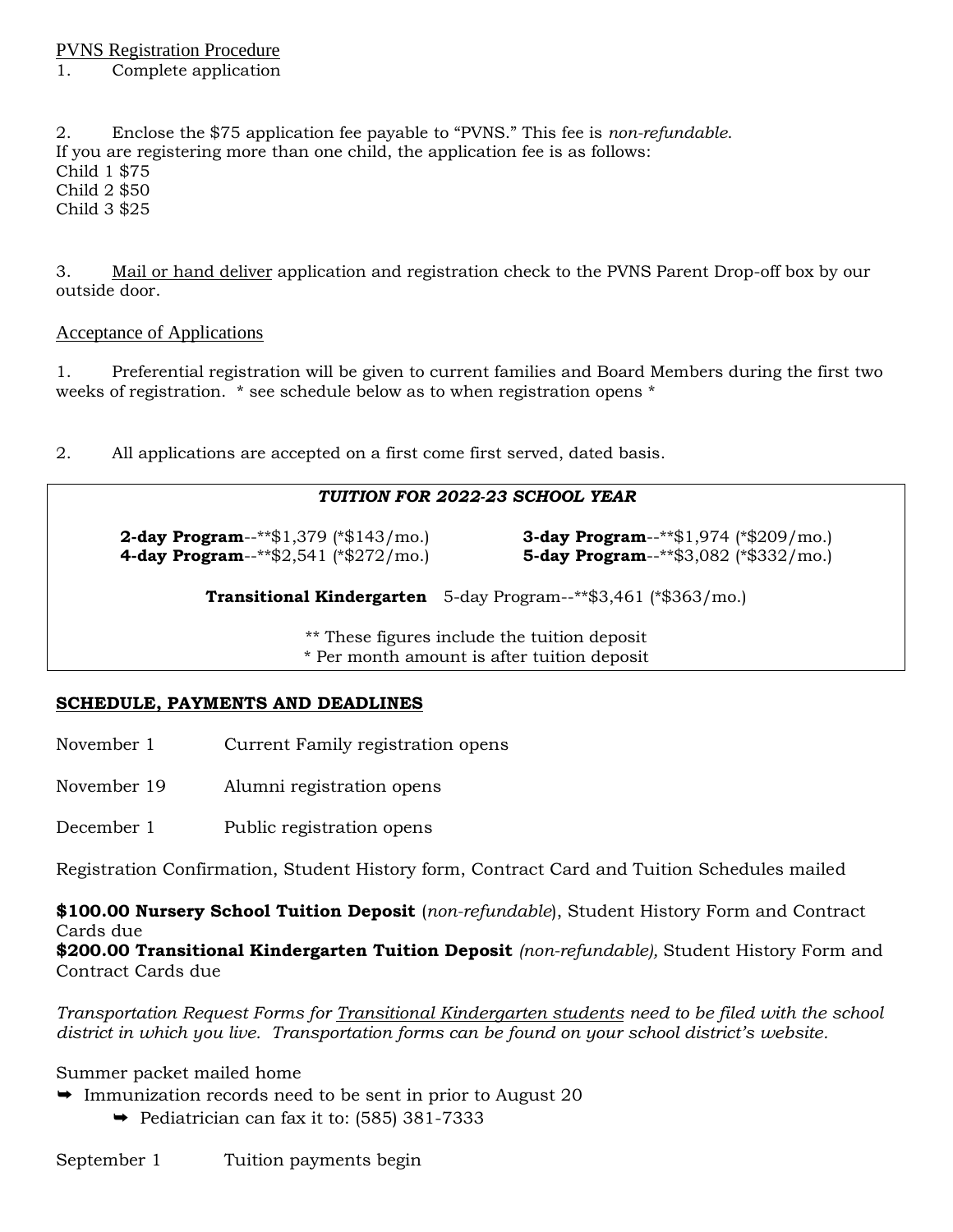PVNS Registration Procedure

1. Complete application

2. Enclose the $75 application fee payable to "PVNS." This fee is *non-refundable*.

If you are registering more than one child, the application fee is as follows:
Child 1 $75
Child 2 $50
Child 3 $25

3. Mail or hand deliver application and registration check to the PVNS Parent Drop-off box by our outside door.

Acceptance of Applications

1. Preferential registration will be given to current families and Board Members during the first two weeks of registration. * see schedule below as to when registration opens *

2. All applications are accepted on a first come first served, dated basis.

***TUITION FOR 2022-23 SCHOOL YEAR***

**2-day Program**--**$1,379 (*$143/mo.)
**3-day Program**--**$1,974 (*$209/mo.)
**4-day Program**--**$2,541 (*$272/mo.)
**5-day Program**--**$3,082 (*$332/mo.)

**Transitional Kindergarten** 5-day Program--**$3,461 (*$363/mo.)

** These figures include the tuition deposit
* Per month amount is after tuition deposit

**SCHEDULE, PAYMENTS AND DEADLINES**

November 1 Current Family registration opens

November 19 Alumni registration opens

December 1 Public registration opens

Registration Confirmation, Student History form, Contract Card and Tuition Schedules mailed

**$100.00 Nursery School Tuition Deposit** (*non-refundable*), Student History Form and Contract Cards due

**$200.00 Transitional Kindergarten Tuition Deposit** *(non-refundable),* Student History Form and Contract Cards due

*Transportation Request Forms for Transitional Kindergarten students need to be filed with the school district in which you live. Transportation forms can be found on your school district's website.*

Summer packet mailed home

- Immunization records need to be sent in prior to August 20
  - Pediatrician can fax it to: (585) 381-7333

September 1 Tuition payments begin